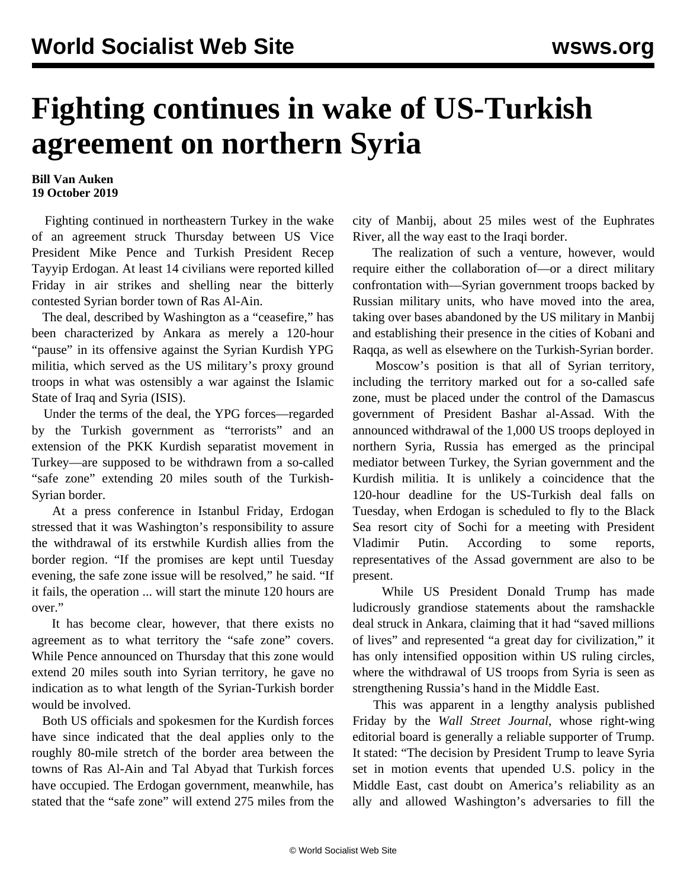# Fighting continues in wake of US-Turkish agreement on northern Syria

**Bill Van Auken**
**19 October 2019**

Fighting continued in northeastern Turkey in the wake of an agreement struck Thursday between US Vice President Mike Pence and Turkish President Recep Tayyip Erdogan. At least 14 civilians were reported killed Friday in air strikes and shelling near the bitterly contested Syrian border town of Ras Al-Ain.

The deal, described by Washington as a "ceasefire," has been characterized by Ankara as merely a 120-hour "pause" in its offensive against the Syrian Kurdish YPG militia, which served as the US military's proxy ground troops in what was ostensibly a war against the Islamic State of Iraq and Syria (ISIS).

Under the terms of the deal, the YPG forces—regarded by the Turkish government as "terrorists" and an extension of the PKK Kurdish separatist movement in Turkey—are supposed to be withdrawn from a so-called "safe zone" extending 20 miles south of the Turkish-Syrian border.

At a press conference in Istanbul Friday, Erdogan stressed that it was Washington's responsibility to assure the withdrawal of its erstwhile Kurdish allies from the border region. "If the promises are kept until Tuesday evening, the safe zone issue will be resolved," he said. "If it fails, the operation ... will start the minute 120 hours are over."

It has become clear, however, that there exists no agreement as to what territory the "safe zone" covers. While Pence announced on Thursday that this zone would extend 20 miles south into Syrian territory, he gave no indication as to what length of the Syrian-Turkish border would be involved.

Both US officials and spokesmen for the Kurdish forces have since indicated that the deal applies only to the roughly 80-mile stretch of the border area between the towns of Ras Al-Ain and Tal Abyad that Turkish forces have occupied. The Erdogan government, meanwhile, has stated that the "safe zone" will extend 275 miles from the city of Manbij, about 25 miles west of the Euphrates River, all the way east to the Iraqi border.

The realization of such a venture, however, would require either the collaboration of—or a direct military confrontation with—Syrian government troops backed by Russian military units, who have moved into the area, taking over bases abandoned by the US military in Manbij and establishing their presence in the cities of Kobani and Raqqa, as well as elsewhere on the Turkish-Syrian border.

Moscow's position is that all of Syrian territory, including the territory marked out for a so-called safe zone, must be placed under the control of the Damascus government of President Bashar al-Assad. With the announced withdrawal of the 1,000 US troops deployed in northern Syria, Russia has emerged as the principal mediator between Turkey, the Syrian government and the Kurdish militia. It is unlikely a coincidence that the 120-hour deadline for the US-Turkish deal falls on Tuesday, when Erdogan is scheduled to fly to the Black Sea resort city of Sochi for a meeting with President Vladimir Putin. According to some reports, representatives of the Assad government are also to be present.

While US President Donald Trump has made ludicrously grandiose statements about the ramshackle deal struck in Ankara, claiming that it had "saved millions of lives" and represented "a great day for civilization," it has only intensified opposition within US ruling circles, where the withdrawal of US troops from Syria is seen as strengthening Russia's hand in the Middle East.

This was apparent in a lengthy analysis published Friday by the *Wall Street Journal*, whose right-wing editorial board is generally a reliable supporter of Trump. It stated: "The decision by President Trump to leave Syria set in motion events that upended U.S. policy in the Middle East, cast doubt on America's reliability as an ally and allowed Washington's adversaries to fill the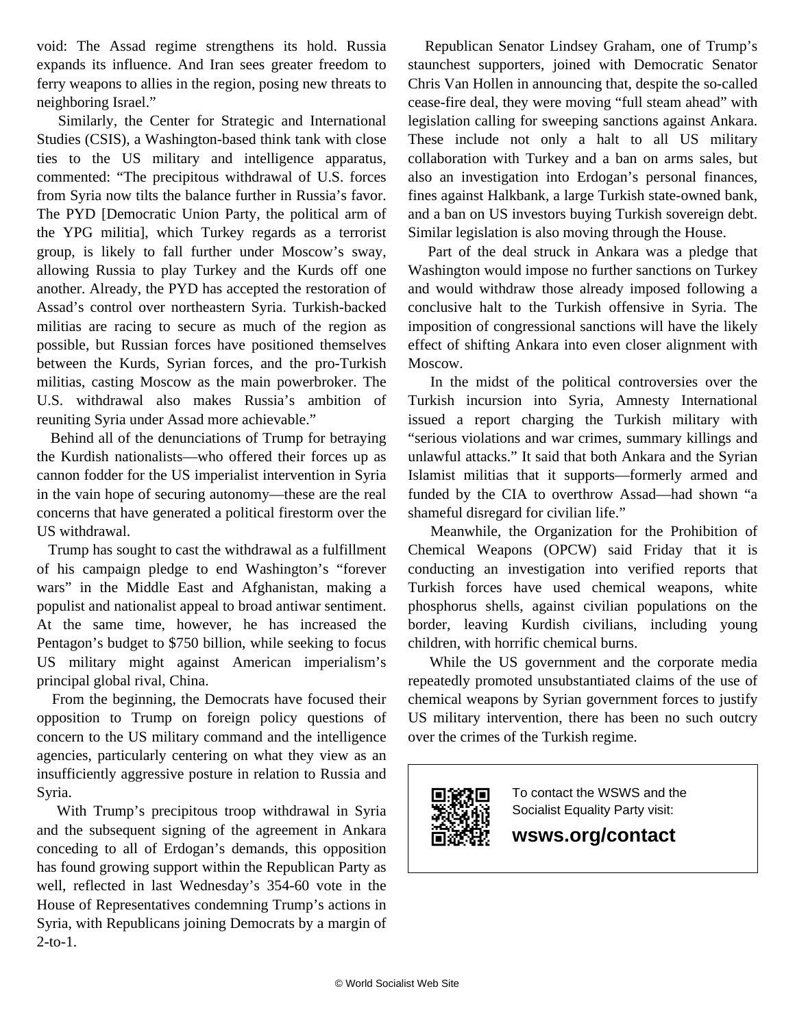void: The Assad regime strengthens its hold. Russia expands its influence. And Iran sees greater freedom to ferry weapons to allies in the region, posing new threats to neighboring Israel."

Similarly, the Center for Strategic and International Studies (CSIS), a Washington-based think tank with close ties to the US military and intelligence apparatus, commented: "The precipitous withdrawal of U.S. forces from Syria now tilts the balance further in Russia's favor. The PYD [Democratic Union Party, the political arm of the YPG militia], which Turkey regards as a terrorist group, is likely to fall further under Moscow's sway, allowing Russia to play Turkey and the Kurds off one another. Already, the PYD has accepted the restoration of Assad's control over northeastern Syria. Turkish-backed militias are racing to secure as much of the region as possible, but Russian forces have positioned themselves between the Kurds, Syrian forces, and the pro-Turkish militias, casting Moscow as the main powerbroker. The U.S. withdrawal also makes Russia's ambition of reuniting Syria under Assad more achievable."

Behind all of the denunciations of Trump for betraying the Kurdish nationalists—who offered their forces up as cannon fodder for the US imperialist intervention in Syria in the vain hope of securing autonomy—these are the real concerns that have generated a political firestorm over the US withdrawal.

Trump has sought to cast the withdrawal as a fulfillment of his campaign pledge to end Washington's "forever wars" in the Middle East and Afghanistan, making a populist and nationalist appeal to broad antiwar sentiment. At the same time, however, he has increased the Pentagon's budget to $750 billion, while seeking to focus US military might against American imperialism's principal global rival, China.

From the beginning, the Democrats have focused their opposition to Trump on foreign policy questions of concern to the US military command and the intelligence agencies, particularly centering on what they view as an insufficiently aggressive posture in relation to Russia and Syria.

With Trump's precipitous troop withdrawal in Syria and the subsequent signing of the agreement in Ankara conceding to all of Erdogan's demands, this opposition has found growing support within the Republican Party as well, reflected in last Wednesday's 354-60 vote in the House of Representatives condemning Trump's actions in Syria, with Republicans joining Democrats by a margin of 2-to-1.

Republican Senator Lindsey Graham, one of Trump's staunchest supporters, joined with Democratic Senator Chris Van Hollen in announcing that, despite the so-called cease-fire deal, they were moving "full steam ahead" with legislation calling for sweeping sanctions against Ankara. These include not only a halt to all US military collaboration with Turkey and a ban on arms sales, but also an investigation into Erdogan's personal finances, fines against Halkbank, a large Turkish state-owned bank, and a ban on US investors buying Turkish sovereign debt. Similar legislation is also moving through the House.

Part of the deal struck in Ankara was a pledge that Washington would impose no further sanctions on Turkey and would withdraw those already imposed following a conclusive halt to the Turkish offensive in Syria. The imposition of congressional sanctions will have the likely effect of shifting Ankara into even closer alignment with Moscow.

In the midst of the political controversies over the Turkish incursion into Syria, Amnesty International issued a report charging the Turkish military with "serious violations and war crimes, summary killings and unlawful attacks." It said that both Ankara and the Syrian Islamist militias that it supports—formerly armed and funded by the CIA to overthrow Assad—had shown "a shameful disregard for civilian life."

Meanwhile, the Organization for the Prohibition of Chemical Weapons (OPCW) said Friday that it is conducting an investigation into verified reports that Turkish forces have used chemical weapons, white phosphorus shells, against civilian populations on the border, leaving Kurdish civilians, including young children, with horrific chemical burns.

While the US government and the corporate media repeatedly promoted unsubstantiated claims of the use of chemical weapons by Syrian government forces to justify US military intervention, there has been no such outcry over the crimes of the Turkish regime.

To contact the WSWS and the Socialist Equality Party visit:

**wsws.org/contact**